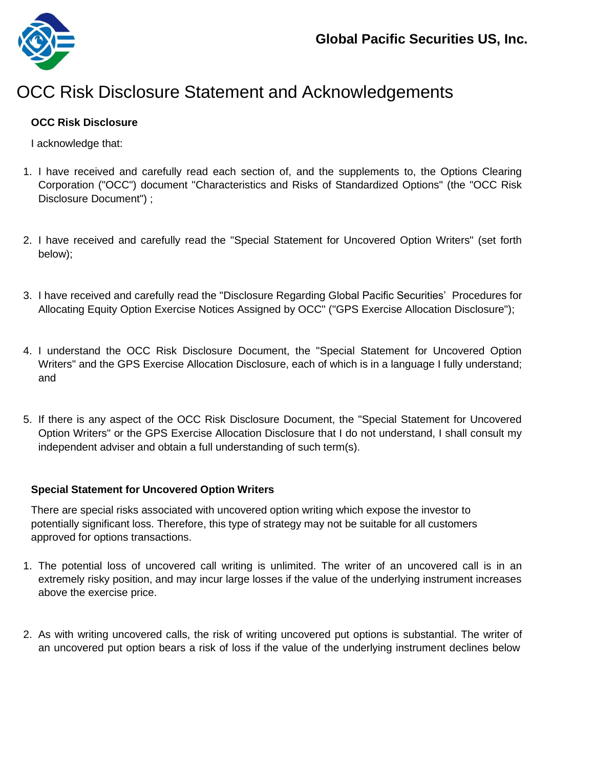Global Pacific Securities US, Inc.

# OCC Risk Disclosure Statement and Acknowledgements

### OCC Risk Disclosure

I acknowledge that:

1. I have received and carefully read each section of, and the supplements to, the Options Clearing Corporation ("OCC") document "Characteristics and Risks of Standardized Options" (the "OCC Risk Disclosure Document") ;

2. I have received and carefully read the "Special Statement for Uncovered Option Writers" (set forth below);

3. I have received and carefully read the "Disclosure Regarding Global Pacific Securities' Procedures for Allocating Equity Option Exercise Notices Assigned by OCC" ("GPS Exercise Allocation Disclosure");

4. I understand the OCC Risk Disclosure Document, the "Special Statement for Uncovered Option Writers" and the GPS Exercise Allocation Disclosure, each of which is in a language I fully understand; and

5. If there is any aspect of the OCC Risk Disclosure Document, the "Special Statement for Uncovered Option Writers" or the GPS Exercise Allocation Disclosure that I do not understand, I shall consult my independent adviser and obtain a full understanding of such term(s).

### Special Statement for Uncovered Option Writers

There are special risks associated with uncovered option writing which expose the investor to potentially significant loss. Therefore, this type of strategy may not be suitable for all customers approved for options transactions.

1. The potential loss of uncovered call writing is unlimited. The writer of an uncovered call is in an extremely risky position, and may incur large losses if the value of the underlying instrument increases above the exercise price.

2. As with writing uncovered calls, the risk of writing uncovered put options is substantial. The writer of an uncovered put option bears a risk of loss if the value of the underlying instrument declines below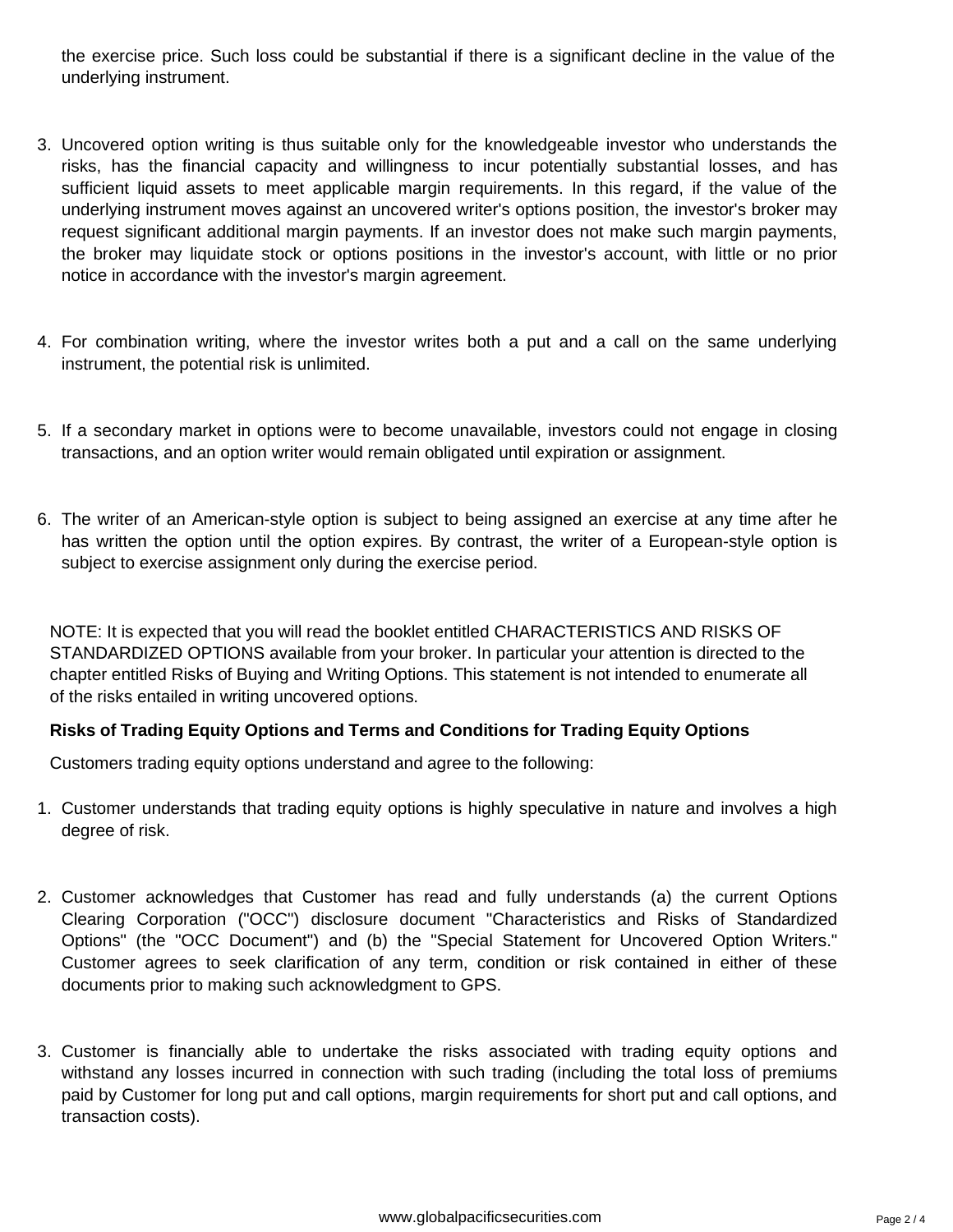the exercise price. Such loss could be substantial if there is a significant decline in the value of the underlying instrument.

3. Uncovered option writing is thus suitable only for the knowledgeable investor who understands the risks, has the financial capacity and willingness to incur potentially substantial losses, and has sufficient liquid assets to meet applicable margin requirements. In this regard, if the value of the underlying instrument moves against an uncovered writer's options position, the investor's broker may request significant additional margin payments. If an investor does not make such margin payments, the broker may liquidate stock or options positions in the investor's account, with little or no prior notice in accordance with the investor's margin agreement.

4. For combination writing, where the investor writes both a put and a call on the same underlying instrument, the potential risk is unlimited.

5. If a secondary market in options were to become unavailable, investors could not engage in closing transactions, and an option writer would remain obligated until expiration or assignment.

6. The writer of an American-style option is subject to being assigned an exercise at any time after he has written the option until the option expires. By contrast, the writer of a European-style option is subject to exercise assignment only during the exercise period.

NOTE: It is expected that you will read the booklet entitled CHARACTERISTICS AND RISKS OF STANDARDIZED OPTIONS available from your broker. In particular your attention is directed to the chapter entitled Risks of Buying and Writing Options. This statement is not intended to enumerate all of the risks entailed in writing uncovered options.

**Risks of Trading Equity Options and Terms and Conditions for Trading Equity Options**

Customers trading equity options understand and agree to the following:

1. Customer understands that trading equity options is highly speculative in nature and involves a high degree of risk.

2. Customer acknowledges that Customer has read and fully understands (a) the current Options Clearing Corporation ("OCC") disclosure document "Characteristics and Risks of Standardized Options" (the "OCC Document") and (b) the "Special Statement for Uncovered Option Writers." Customer agrees to seek clarification of any term, condition or risk contained in either of these documents prior to making such acknowledgment to GPS.

3. Customer is financially able to undertake the risks associated with trading equity options and withstand any losses incurred in connection with such trading (including the total loss of premiums paid by Customer for long put and call options, margin requirements for short put and call options, and transaction costs).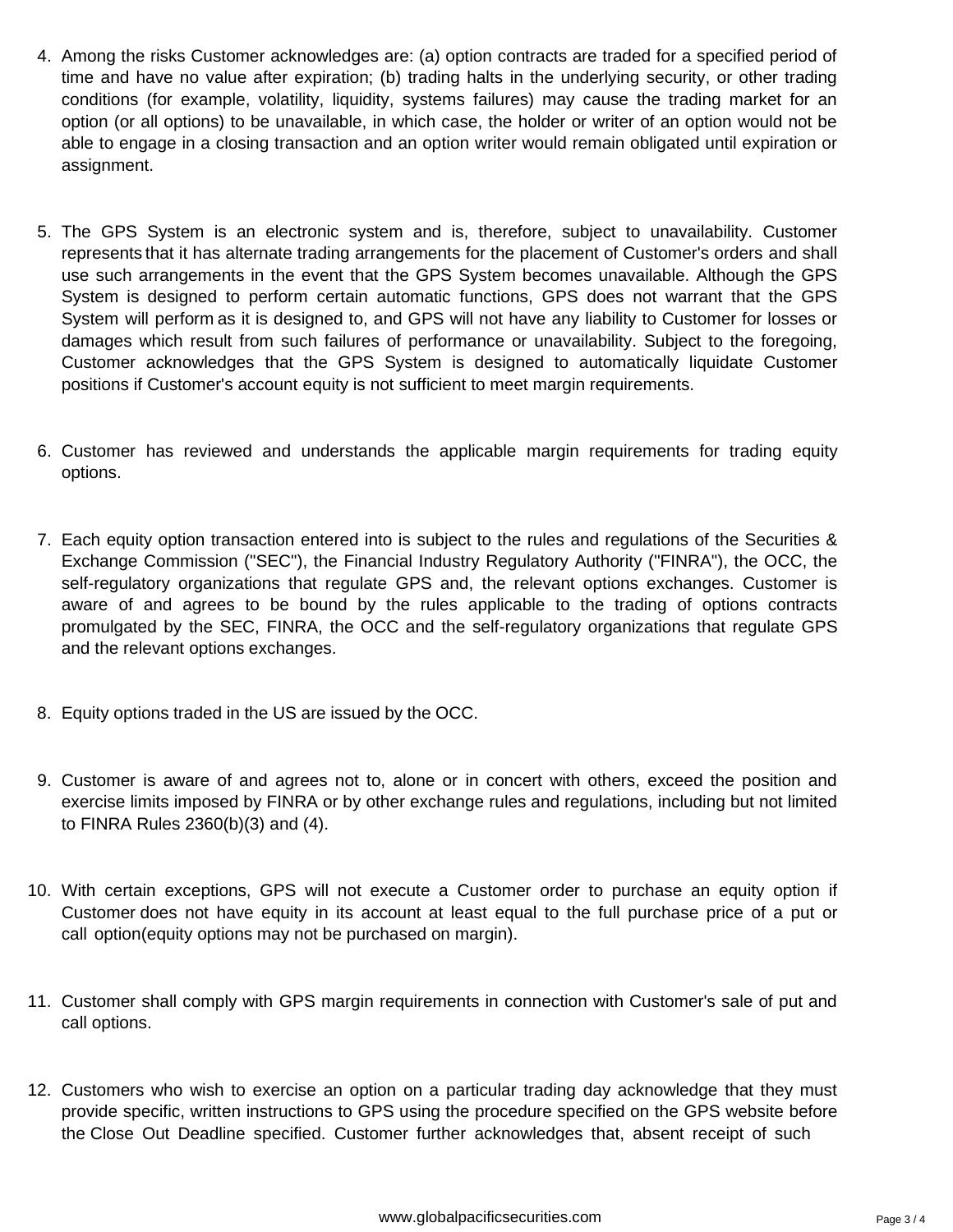4. Among the risks Customer acknowledges are: (a) option contracts are traded for a specified period of time and have no value after expiration; (b) trading halts in the underlying security, or other trading conditions (for example, volatility, liquidity, systems failures) may cause the trading market for an option (or all options) to be unavailable, in which case, the holder or writer of an option would not be able to engage in a closing transaction and an option writer would remain obligated until expiration or assignment.

5. The GPS System is an electronic system and is, therefore, subject to unavailability. Customer represents that it has alternate trading arrangements for the placement of Customer's orders and shall use such arrangements in the event that the GPS System becomes unavailable. Although the GPS System is designed to perform certain automatic functions, GPS does not warrant that the GPS System will perform as it is designed to, and GPS will not have any liability to Customer for losses or damages which result from such failures of performance or unavailability. Subject to the foregoing, Customer acknowledges that the GPS System is designed to automatically liquidate Customer positions if Customer's account equity is not sufficient to meet margin requirements.

6. Customer has reviewed and understands the applicable margin requirements for trading equity options.

7. Each equity option transaction entered into is subject to the rules and regulations of the Securities & Exchange Commission ("SEC"), the Financial Industry Regulatory Authority ("FINRA"), the OCC, the self-regulatory organizations that regulate GPS and, the relevant options exchanges. Customer is aware of and agrees to be bound by the rules applicable to the trading of options contracts promulgated by the SEC, FINRA, the OCC and the self-regulatory organizations that regulate GPS and the relevant options exchanges.

8. Equity options traded in the US are issued by the OCC.

9. Customer is aware of and agrees not to, alone or in concert with others, exceed the position and exercise limits imposed by FINRA or by other exchange rules and regulations, including but not limited to FINRA Rules 2360(b)(3) and (4).

10. With certain exceptions, GPS will not execute a Customer order to purchase an equity option if Customer does not have equity in its account at least equal to the full purchase price of a put or call option(equity options may not be purchased on margin).

11. Customer shall comply with GPS margin requirements in connection with Customer's sale of put and call options.

12. Customers who wish to exercise an option on a particular trading day acknowledge that they must provide specific, written instructions to GPS using the procedure specified on the GPS website before the Close Out Deadline specified. Customer further acknowledges that, absent receipt of such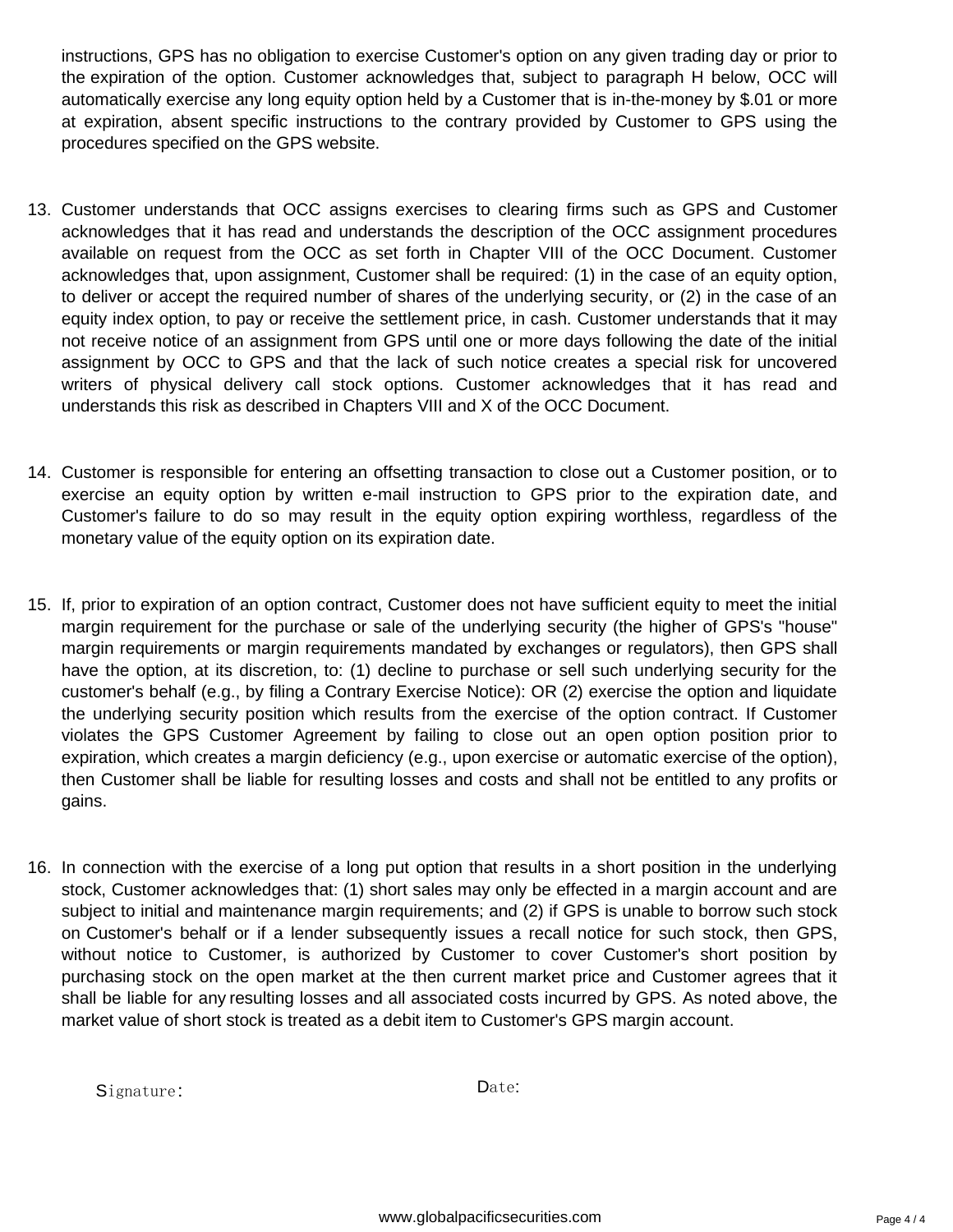instructions, GPS has no obligation to exercise Customer's option on any given trading day or prior to the expiration of the option. Customer acknowledges that, subject to paragraph H below, OCC will automatically exercise any long equity option held by a Customer that is in-the-money by $.01 or more at expiration, absent specific instructions to the contrary provided by Customer to GPS using the procedures specified on the GPS website.

13. Customer understands that OCC assigns exercises to clearing firms such as GPS and Customer acknowledges that it has read and understands the description of the OCC assignment procedures available on request from the OCC as set forth in Chapter VIII of the OCC Document. Customer acknowledges that, upon assignment, Customer shall be required: (1) in the case of an equity option, to deliver or accept the required number of shares of the underlying security, or (2) in the case of an equity index option, to pay or receive the settlement price, in cash. Customer understands that it may not receive notice of an assignment from GPS until one or more days following the date of the initial assignment by OCC to GPS and that the lack of such notice creates a special risk for uncovered writers of physical delivery call stock options. Customer acknowledges that it has read and understands this risk as described in Chapters VIII and X of the OCC Document.

14. Customer is responsible for entering an offsetting transaction to close out a Customer position, or to exercise an equity option by written e-mail instruction to GPS prior to the expiration date, and Customer's failure to do so may result in the equity option expiring worthless, regardless of the monetary value of the equity option on its expiration date.

15. If, prior to expiration of an option contract, Customer does not have sufficient equity to meet the initial margin requirement for the purchase or sale of the underlying security (the higher of GPS's "house" margin requirements or margin requirements mandated by exchanges or regulators), then GPS shall have the option, at its discretion, to: (1) decline to purchase or sell such underlying security for the customer's behalf (e.g., by filing a Contrary Exercise Notice): OR (2) exercise the option and liquidate the underlying security position which results from the exercise of the option contract. If Customer violates the GPS Customer Agreement by failing to close out an open option position prior to expiration, which creates a margin deficiency (e.g., upon exercise or automatic exercise of the option), then Customer shall be liable for resulting losses and costs and shall not be entitled to any profits or gains.

16. In connection with the exercise of a long put option that results in a short position in the underlying stock, Customer acknowledges that: (1) short sales may only be effected in a margin account and are subject to initial and maintenance margin requirements; and (2) if GPS is unable to borrow such stock on Customer's behalf or if a lender subsequently issues a recall notice for such stock, then GPS, without notice to Customer, is authorized by Customer to cover Customer's short position by purchasing stock on the open market at the then current market price and Customer agrees that it shall be liable for any resulting losses and all associated costs incurred by GPS. As noted above, the market value of short stock is treated as a debit item to Customer's GPS margin account.

Signature: Date:

www.globalpacificsecurities.com